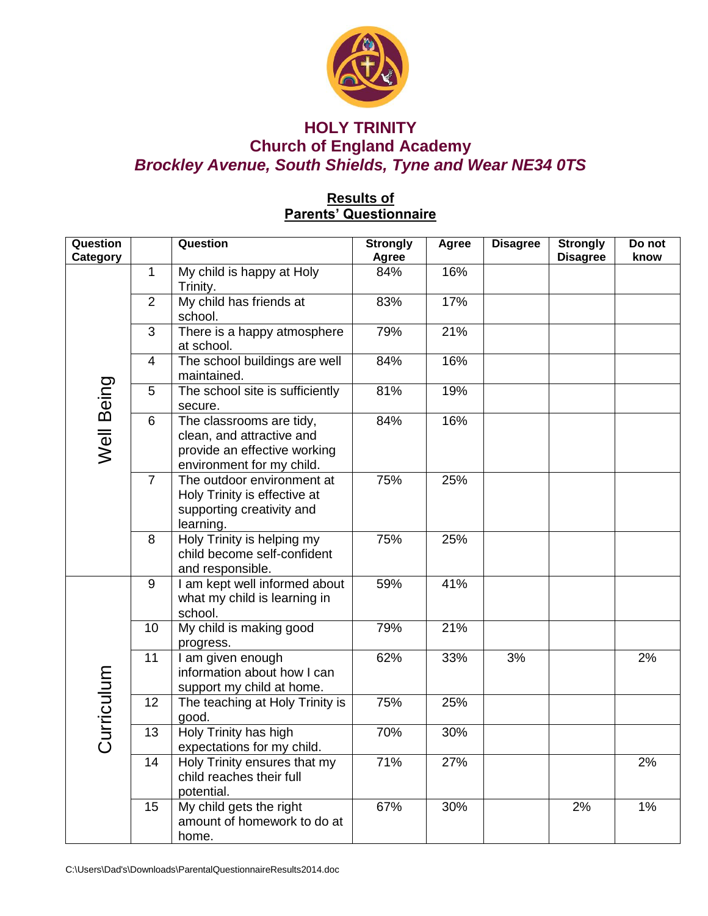# HOLY TRINITY
## Church of England Academy
### *Brockley Avenue, South Shields, Tyne and Wear NE34 0TS*

**Results of Parents' Questionnaire**

| Question Category | | Question | Strongly Agree | Agree | Disagree | Strongly Disagree | Do not know |
|---|---|---|---|---|---|---|---|
| Well Being | 1 | My child is happy at Holy Trinity. | 84% | 16% | | | |
| | 2 | My child has friends at school. | 83% | 17% | | | |
| | 3 | There is a happy atmosphere at school. | 79% | 21% | | | |
| | 4 | The school buildings are well maintained. | 84% | 16% | | | |
| | 5 | The school site is sufficiently secure. | 81% | 19% | | | |
| | 6 | The classrooms are tidy, clean, and attractive and provide an effective working environment for my child. | 84% | 16% | | | |
| | 7 | The outdoor environment at Holy Trinity is effective at supporting creativity and learning. | 75% | 25% | | | |
| | 8 | Holy Trinity is helping my child become self-confident and responsible. | 75% | 25% | | | |
| Curriculum | 9 | I am kept well informed about what my child is learning in school. | 59% | 41% | | | |
| | 10 | My child is making good progress. | 79% | 21% | | | |
| | 11 | I am given enough information about how I can support my child at home. | 62% | 33% | 3% | | 2% |
| | 12 | The teaching at Holy Trinity is good. | 75% | 25% | | | |
| | 13 | Holy Trinity has high expectations for my child. | 70% | 30% | | | |
| | 14 | Holy Trinity ensures that my child reaches their full potential. | 71% | 27% | | | 2% |
| | 15 | My child gets the right amount of homework to do at home. | 67% | 30% | | 2% | 1% |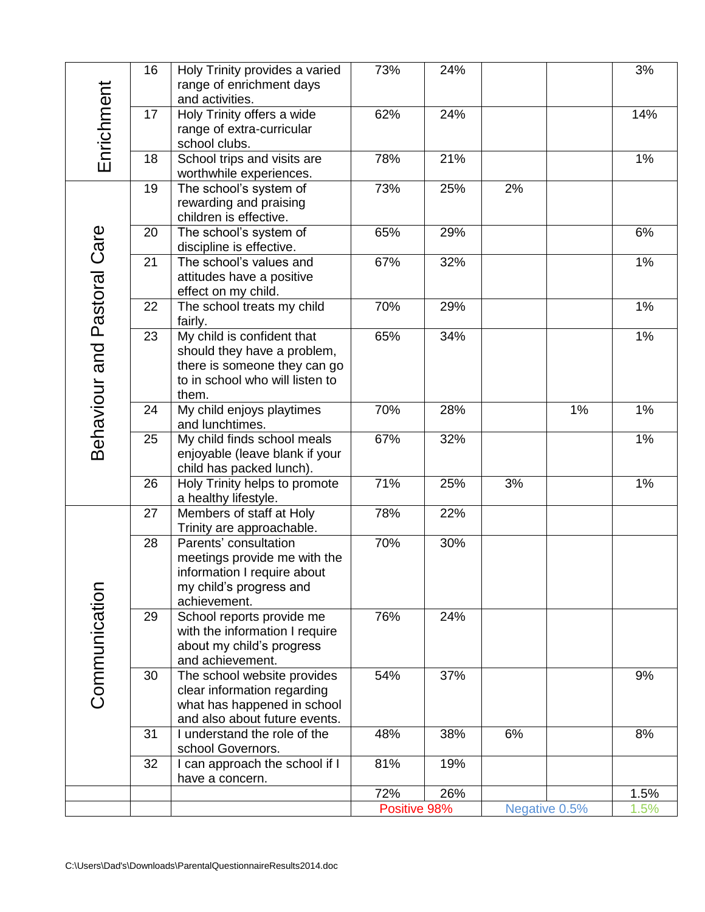| Enrichment | 16 | Holy Trinity provides a varied range of enrichment days and activities. | 73% | 24% | | | 3% |
|---|---|---|---|---|---|---|---|
| | 17 | Holy Trinity offers a wide range of extra-curricular school clubs. | 62% | 24% | | | 14% |
| | 18 | School trips and visits are worthwhile experiences. | 78% | 21% | | | 1% |
| Behaviour and Pastoral Care | 19 | The school's system of rewarding and praising children is effective. | 73% | 25% | 2% | | |
| | 20 | The school's system of discipline is effective. | 65% | 29% | | | 6% |
| | 21 | The school's values and attitudes have a positive effect on my child. | 67% | 32% | | | 1% |
| | 22 | The school treats my child fairly. | 70% | 29% | | | 1% |
| | 23 | My child is confident that should they have a problem, there is someone they can go to in school who will listen to them. | 65% | 34% | | | 1% |
| | 24 | My child enjoys playtimes and lunchtimes. | 70% | 28% | | 1% | 1% |
| | 25 | My child finds school meals enjoyable (leave blank if your child has packed lunch). | 67% | 32% | | | 1% |
| | 26 | Holy Trinity helps to promote a healthy lifestyle. | 71% | 25% | 3% | | 1% |
| Communication | 27 | Members of staff at Holy Trinity are approachable. | 78% | 22% | | | |
| | 28 | Parents' consultation meetings provide me with the information I require about my child's progress and achievement. | 70% | 30% | | | |
| | 29 | School reports provide me with the information I require about my child's progress and achievement. | 76% | 24% | | | |
| | 30 | The school website provides clear information regarding what has happened in school and also about future events. | 54% | 37% | | | 9% |
| | 31 | I understand the role of the school Governors. | 48% | 38% | 6% | | 8% |
| | 32 | I can approach the school if I have a concern. | 81% | 19% | | | |
| | | | 72% | 26% | | | 1.5% |
| | | | Positive 98% | | Negative 0.5% | | 1.5% |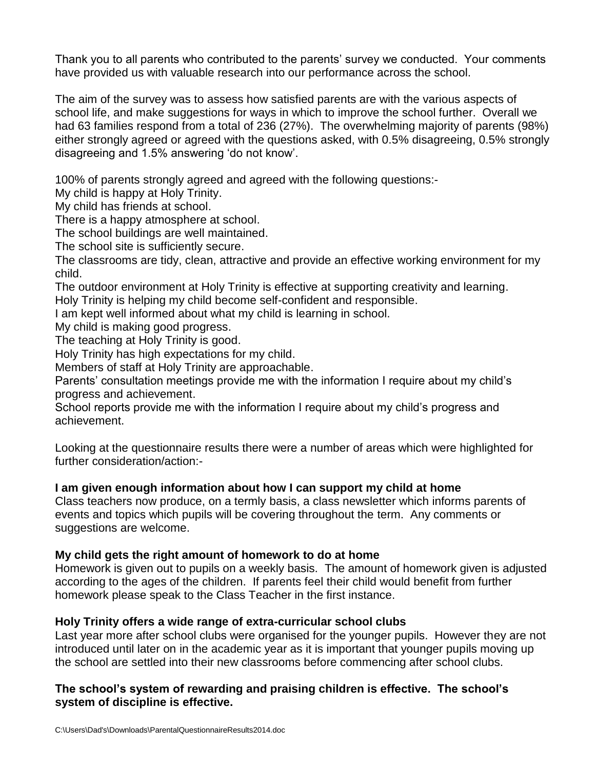Thank you to all parents who contributed to the parents' survey we conducted. Your comments have provided us with valuable research into our performance across the school.

The aim of the survey was to assess how satisfied parents are with the various aspects of school life, and make suggestions for ways in which to improve the school further. Overall we had 63 families respond from a total of 236 (27%). The overwhelming majority of parents (98%) either strongly agreed or agreed with the questions asked, with 0.5% disagreeing, 0.5% strongly disagreeing and 1.5% answering 'do not know'.

100% of parents strongly agreed and agreed with the following questions:-

My child is happy at Holy Trinity.

My child has friends at school.

There is a happy atmosphere at school.

The school buildings are well maintained.

The school site is sufficiently secure.

The classrooms are tidy, clean, attractive and provide an effective working environment for my child.

The outdoor environment at Holy Trinity is effective at supporting creativity and learning.

Holy Trinity is helping my child become self-confident and responsible.

I am kept well informed about what my child is learning in school.

My child is making good progress.

The teaching at Holy Trinity is good.

Holy Trinity has high expectations for my child.

Members of staff at Holy Trinity are approachable.

Parents' consultation meetings provide me with the information I require about my child's progress and achievement.

School reports provide me with the information I require about my child's progress and achievement.

Looking at the questionnaire results there were a number of areas which were highlighted for further consideration/action:-

**I am given enough information about how I can support my child at home**

Class teachers now produce, on a termly basis, a class newsletter which informs parents of events and topics which pupils will be covering throughout the term. Any comments or suggestions are welcome.

**My child gets the right amount of homework to do at home**

Homework is given out to pupils on a weekly basis. The amount of homework given is adjusted according to the ages of the children. If parents feel their child would benefit from further homework please speak to the Class Teacher in the first instance.

**Holy Trinity offers a wide range of extra-curricular school clubs**

Last year more after school clubs were organised for the younger pupils. However they are not introduced until later on in the academic year as it is important that younger pupils moving up the school are settled into their new classrooms before commencing after school clubs.

**The school's system of rewarding and praising children is effective. The school's system of discipline is effective.**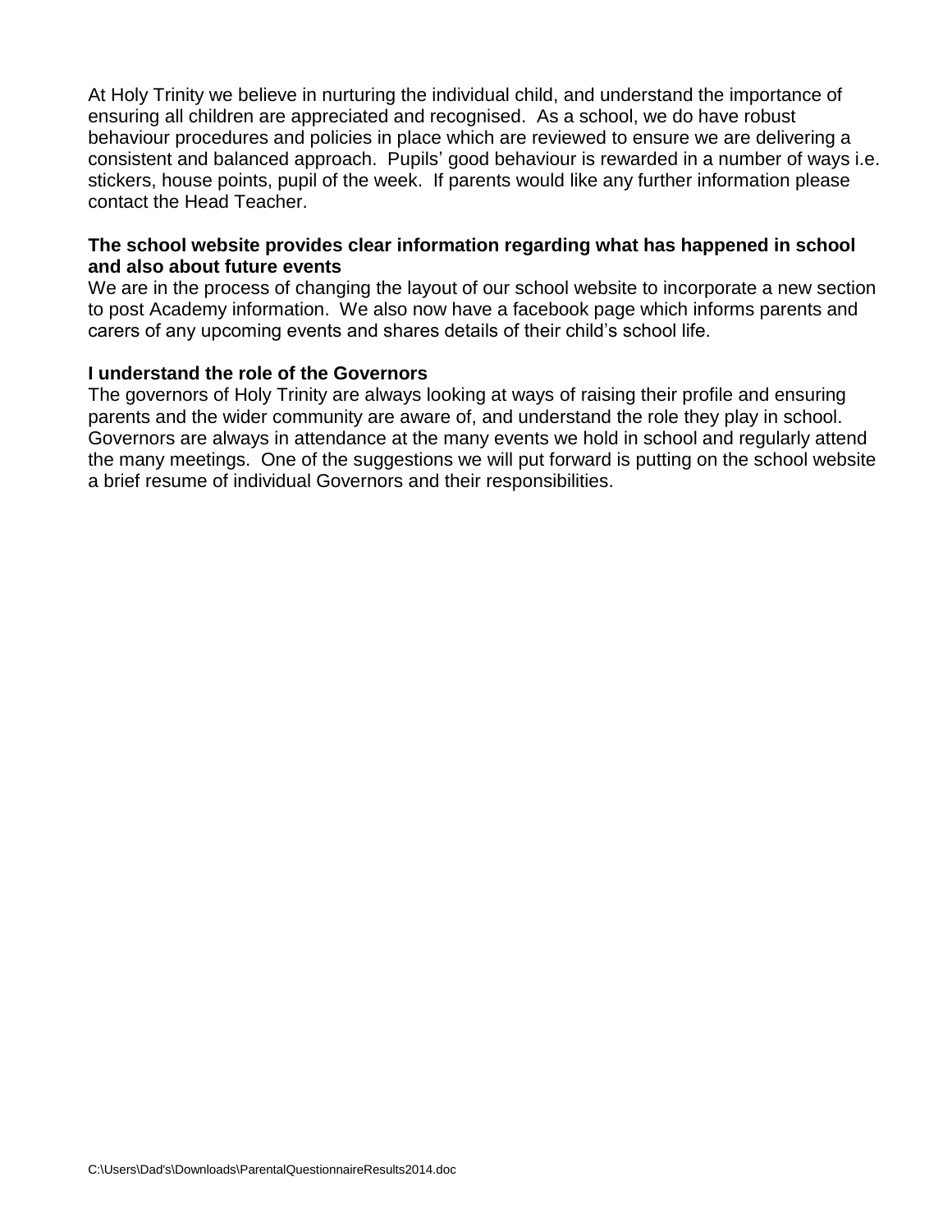At Holy Trinity we believe in nurturing the individual child, and understand the importance of ensuring all children are appreciated and recognised. As a school, we do have robust behaviour procedures and policies in place which are reviewed to ensure we are delivering a consistent and balanced approach. Pupils' good behaviour is rewarded in a number of ways i.e. stickers, house points, pupil of the week. If parents would like any further information please contact the Head Teacher.

**The school website provides clear information regarding what has happened in school and also about future events**

We are in the process of changing the layout of our school website to incorporate a new section to post Academy information. We also now have a facebook page which informs parents and carers of any upcoming events and shares details of their child's school life.

**I understand the role of the Governors**

The governors of Holy Trinity are always looking at ways of raising their profile and ensuring parents and the wider community are aware of, and understand the role they play in school. Governors are always in attendance at the many events we hold in school and regularly attend the many meetings. One of the suggestions we will put forward is putting on the school website a brief resume of individual Governors and their responsibilities.